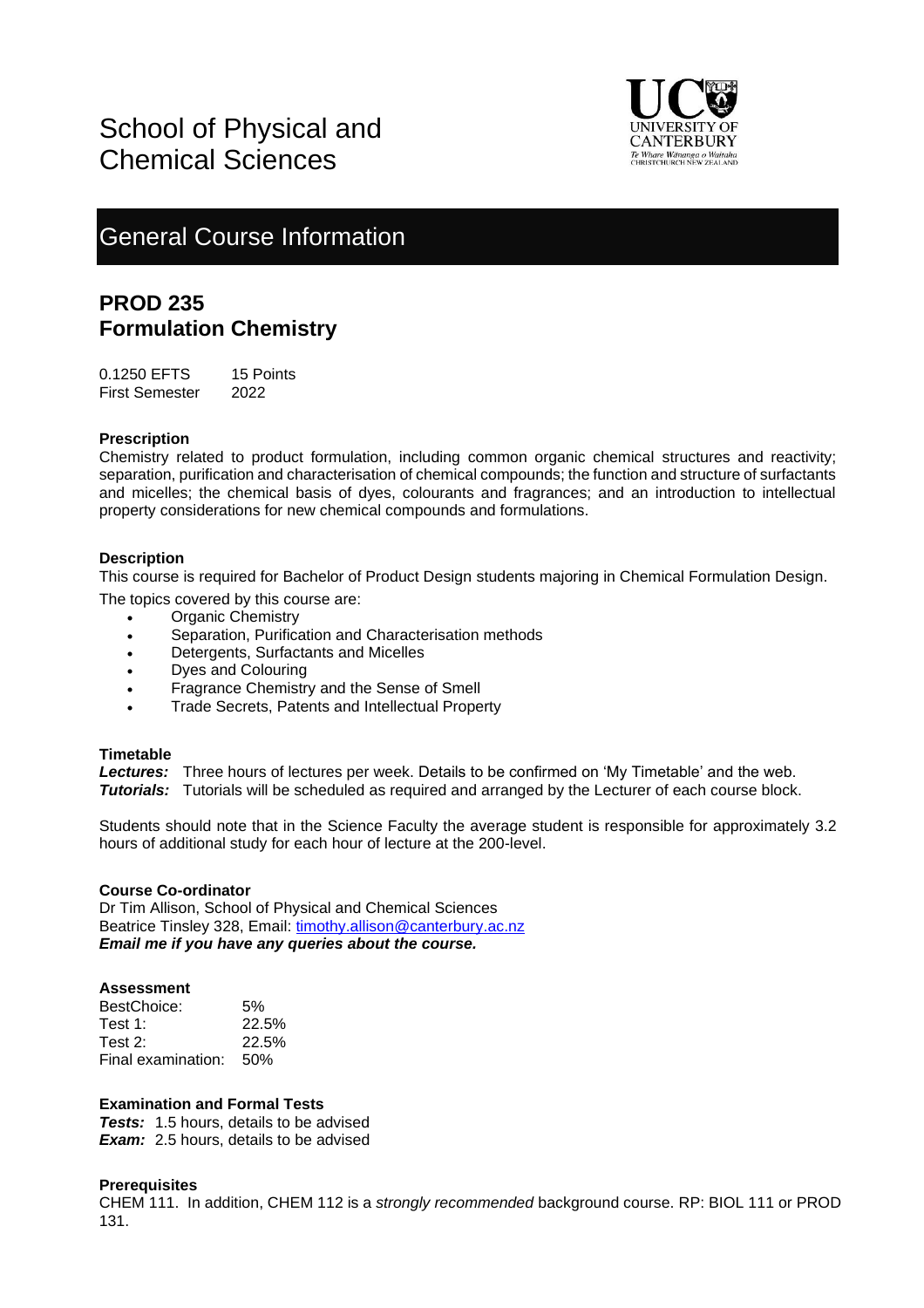# School of Physical and Chemical Sciences

## General Course Information

## PROD 235
## Formulation Chemistry

0.1250 EFTS 15 Points
First Semester 2022

### Prescription

Chemistry related to product formulation, including common organic chemical structures and reactivity; separation, purification and characterisation of chemical compounds; the function and structure of surfactants and micelles; the chemical basis of dyes, colourants and fragrances; and an introduction to intellectual property considerations for new chemical compounds and formulations.

### Description

This course is required for Bachelor of Product Design students majoring in Chemical Formulation Design.

The topics covered by this course are:

- Organic Chemistry
- Separation, Purification and Characterisation methods
- Detergents, Surfactants and Micelles
- Dyes and Colouring
- Fragrance Chemistry and the Sense of Smell
- Trade Secrets, Patents and Intellectual Property

### Timetable

***Lectures:*** Three hours of lectures per week. Details to be confirmed on 'My Timetable' and the web.
***Tutorials:*** Tutorials will be scheduled as required and arranged by the Lecturer of each course block.

Students should note that in the Science Faculty the average student is responsible for approximately 3.2 hours of additional study for each hour of lecture at the 200-level.

### Course Co-ordinator

Dr Tim Allison, School of Physical and Chemical Sciences
Beatrice Tinsley 328, Email: timothy.allison@canterbury.ac.nz
***Email me if you have any queries about the course.***

### Assessment

| | |
|---|---|
| BestChoice: | 5% |
| Test 1: | 22.5% |
| Test 2: | 22.5% |
| Final examination: | 50% |

### Examination and Formal Tests

***Tests:*** 1.5 hours, details to be advised
***Exam:*** 2.5 hours, details to be advised

### Prerequisites

CHEM 111. In addition, CHEM 112 is a *strongly recommended* background course. RP: BIOL 111 or PROD 131.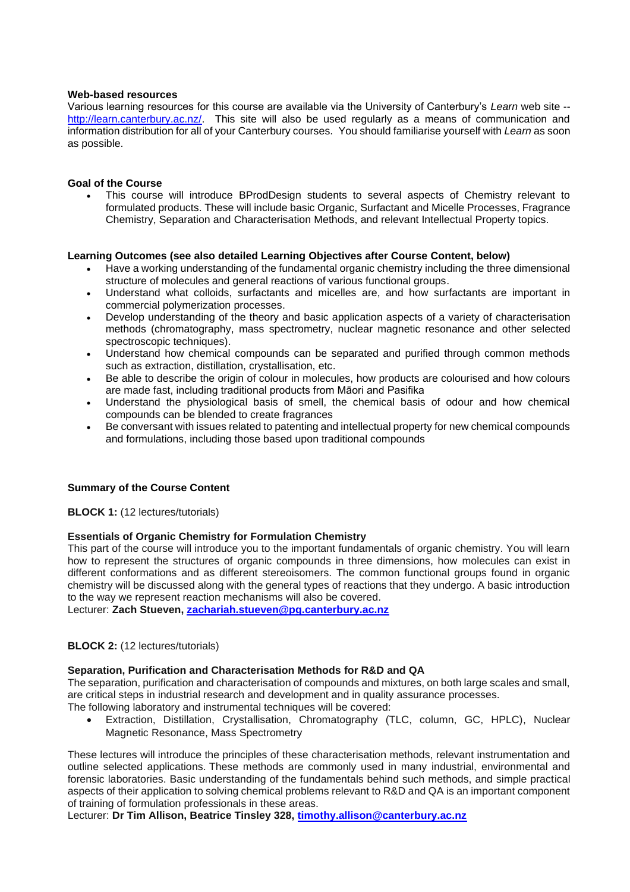**Web-based resources**

Various learning resources for this course are available via the University of Canterbury's *Learn* web site -- http://learn.canterbury.ac.nz/. This site will also be used regularly as a means of communication and information distribution for all of your Canterbury courses. You should familiarise yourself with *Learn* as soon as possible.

**Goal of the Course**

- This course will introduce BProdDesign students to several aspects of Chemistry relevant to formulated products. These will include basic Organic, Surfactant and Micelle Processes, Fragrance Chemistry, Separation and Characterisation Methods, and relevant Intellectual Property topics.

**Learning Outcomes (see also detailed Learning Objectives after Course Content, below)**

- Have a working understanding of the fundamental organic chemistry including the three dimensional structure of molecules and general reactions of various functional groups.
- Understand what colloids, surfactants and micelles are, and how surfactants are important in commercial polymerization processes.
- Develop understanding of the theory and basic application aspects of a variety of characterisation methods (chromatography, mass spectrometry, nuclear magnetic resonance and other selected spectroscopic techniques).
- Understand how chemical compounds can be separated and purified through common methods such as extraction, distillation, crystallisation, etc.
- Be able to describe the origin of colour in molecules, how products are colourised and how colours are made fast, including traditional products from Māori and Pasifika
- Understand the physiological basis of smell, the chemical basis of odour and how chemical compounds can be blended to create fragrances
- Be conversant with issues related to patenting and intellectual property for new chemical compounds and formulations, including those based upon traditional compounds

**Summary of the Course Content**

**BLOCK 1:** (12 lectures/tutorials)

**Essentials of Organic Chemistry for Formulation Chemistry**

This part of the course will introduce you to the important fundamentals of organic chemistry. You will learn how to represent the structures of organic compounds in three dimensions, how molecules can exist in different conformations and as different stereoisomers. The common functional groups found in organic chemistry will be discussed along with the general types of reactions that they undergo. A basic introduction to the way we represent reaction mechanisms will also be covered.

Lecturer: **Zach Stueven, zachariah.stueven@pg.canterbury.ac.nz**

**BLOCK 2:** (12 lectures/tutorials)

**Separation, Purification and Characterisation Methods for R&D and QA**

The separation, purification and characterisation of compounds and mixtures, on both large scales and small, are critical steps in industrial research and development and in quality assurance processes.

The following laboratory and instrumental techniques will be covered:

- Extraction, Distillation, Crystallisation, Chromatography (TLC, column, GC, HPLC), Nuclear Magnetic Resonance, Mass Spectrometry

These lectures will introduce the principles of these characterisation methods, relevant instrumentation and outline selected applications. These methods are commonly used in many industrial, environmental and forensic laboratories. Basic understanding of the fundamentals behind such methods, and simple practical aspects of their application to solving chemical problems relevant to R&D and QA is an important component of training of formulation professionals in these areas.

Lecturer: **Dr Tim Allison, Beatrice Tinsley 328, timothy.allison@canterbury.ac.nz**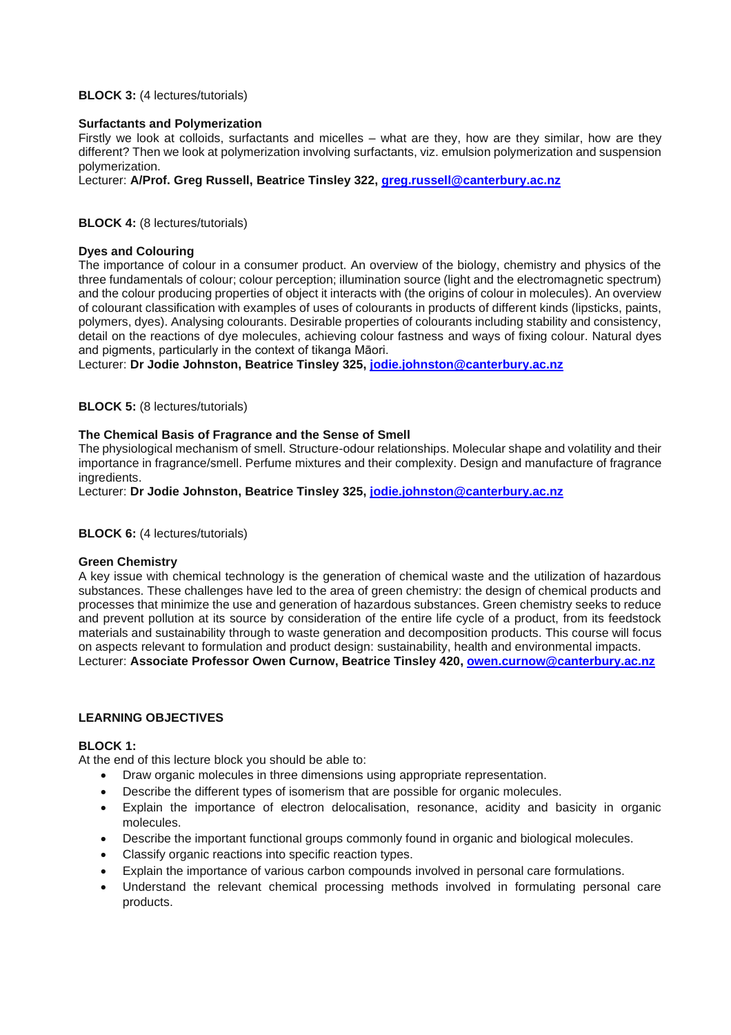**BLOCK 3:** (4 lectures/tutorials)

**Surfactants and Polymerization**

Firstly we look at colloids, surfactants and micelles – what are they, how are they similar, how are they different? Then we look at polymerization involving surfactants, viz. emulsion polymerization and suspension polymerization.

Lecturer: **A/Prof. Greg Russell, Beatrice Tinsley 322, greg.russell@canterbury.ac.nz**

**BLOCK 4:** (8 lectures/tutorials)

**Dyes and Colouring**

The importance of colour in a consumer product. An overview of the biology, chemistry and physics of the three fundamentals of colour; colour perception; illumination source (light and the electromagnetic spectrum) and the colour producing properties of object it interacts with (the origins of colour in molecules). An overview of colourant classification with examples of uses of colourants in products of different kinds (lipsticks, paints, polymers, dyes). Analysing colourants. Desirable properties of colourants including stability and consistency, detail on the reactions of dye molecules, achieving colour fastness and ways of fixing colour. Natural dyes and pigments, particularly in the context of tikanga Māori.

Lecturer: **Dr Jodie Johnston, Beatrice Tinsley 325, jodie.johnston@canterbury.ac.nz**

**BLOCK 5:** (8 lectures/tutorials)

**The Chemical Basis of Fragrance and the Sense of Smell**

The physiological mechanism of smell. Structure-odour relationships. Molecular shape and volatility and their importance in fragrance/smell. Perfume mixtures and their complexity. Design and manufacture of fragrance ingredients.

Lecturer: **Dr Jodie Johnston, Beatrice Tinsley 325, jodie.johnston@canterbury.ac.nz**

**BLOCK 6:** (4 lectures/tutorials)

**Green Chemistry**

A key issue with chemical technology is the generation of chemical waste and the utilization of hazardous substances. These challenges have led to the area of green chemistry: the design of chemical products and processes that minimize the use and generation of hazardous substances. Green chemistry seeks to reduce and prevent pollution at its source by consideration of the entire life cycle of a product, from its feedstock materials and sustainability through to waste generation and decomposition products. This course will focus on aspects relevant to formulation and product design: sustainability, health and environmental impacts.

Lecturer: **Associate Professor Owen Curnow, Beatrice Tinsley 420, owen.curnow@canterbury.ac.nz**

## LEARNING OBJECTIVES

**BLOCK 1:**

At the end of this lecture block you should be able to:

- Draw organic molecules in three dimensions using appropriate representation.
- Describe the different types of isomerism that are possible for organic molecules.
- Explain the importance of electron delocalisation, resonance, acidity and basicity in organic molecules.
- Describe the important functional groups commonly found in organic and biological molecules.
- Classify organic reactions into specific reaction types.
- Explain the importance of various carbon compounds involved in personal care formulations.
- Understand the relevant chemical processing methods involved in formulating personal care products.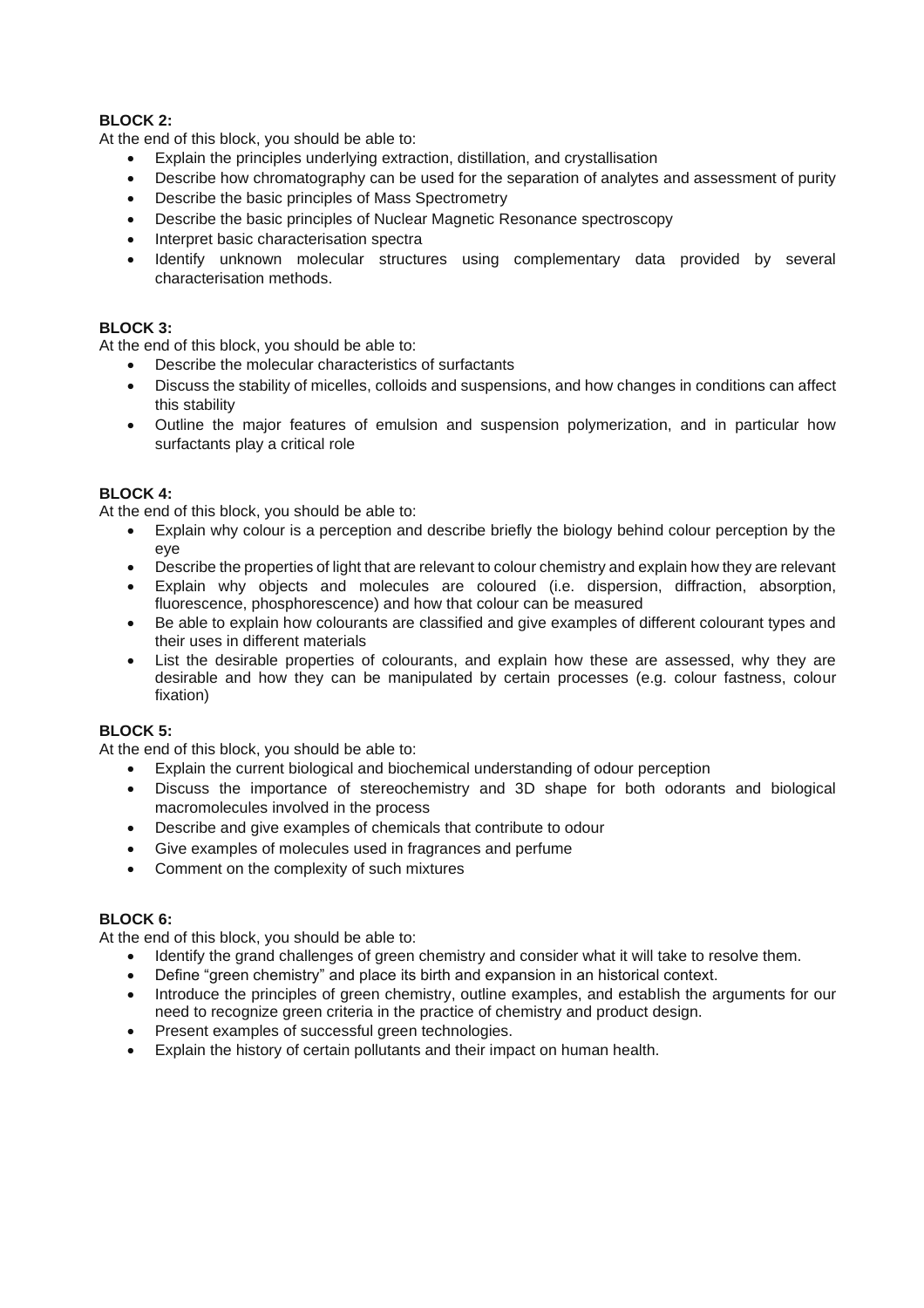**BLOCK 2:**

At the end of this block, you should be able to:

- Explain the principles underlying extraction, distillation, and crystallisation
- Describe how chromatography can be used for the separation of analytes and assessment of purity
- Describe the basic principles of Mass Spectrometry
- Describe the basic principles of Nuclear Magnetic Resonance spectroscopy
- Interpret basic characterisation spectra
- Identify unknown molecular structures using complementary data provided by several characterisation methods.

**BLOCK 3:**

At the end of this block, you should be able to:

- Describe the molecular characteristics of surfactants
- Discuss the stability of micelles, colloids and suspensions, and how changes in conditions can affect this stability
- Outline the major features of emulsion and suspension polymerization, and in particular how surfactants play a critical role

**BLOCK 4:**

At the end of this block, you should be able to:

- Explain why colour is a perception and describe briefly the biology behind colour perception by the eye
- Describe the properties of light that are relevant to colour chemistry and explain how they are relevant
- Explain why objects and molecules are coloured (i.e. dispersion, diffraction, absorption, fluorescence, phosphorescence) and how that colour can be measured
- Be able to explain how colourants are classified and give examples of different colourant types and their uses in different materials
- List the desirable properties of colourants, and explain how these are assessed, why they are desirable and how they can be manipulated by certain processes (e.g. colour fastness, colour fixation)

**BLOCK 5:**

At the end of this block, you should be able to:

- Explain the current biological and biochemical understanding of odour perception
- Discuss the importance of stereochemistry and 3D shape for both odorants and biological macromolecules involved in the process
- Describe and give examples of chemicals that contribute to odour
- Give examples of molecules used in fragrances and perfume
- Comment on the complexity of such mixtures

**BLOCK 6:**

At the end of this block, you should be able to:

- Identify the grand challenges of green chemistry and consider what it will take to resolve them.
- Define "green chemistry" and place its birth and expansion in an historical context.
- Introduce the principles of green chemistry, outline examples, and establish the arguments for our need to recognize green criteria in the practice of chemistry and product design.
- Present examples of successful green technologies.
- Explain the history of certain pollutants and their impact on human health.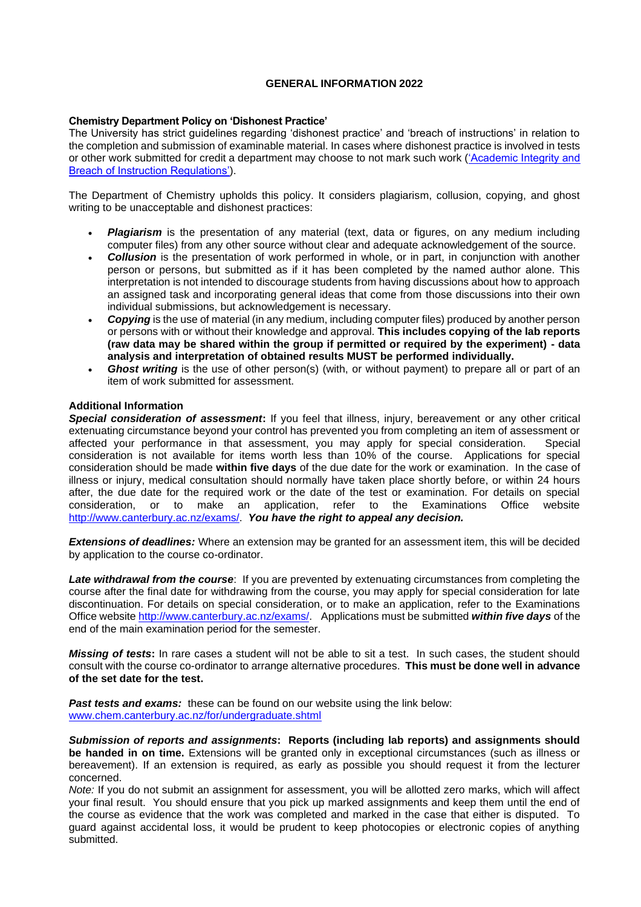# GENERAL INFORMATION 2022

## Chemistry Department Policy on 'Dishonest Practice'

The University has strict guidelines regarding 'dishonest practice' and 'breach of instructions' in relation to the completion and submission of examinable material. In cases where dishonest practice is involved in tests or other work submitted for credit a department may choose to not mark such work ('Academic Integrity and Breach of Instruction Regulations').

The Department of Chemistry upholds this policy. It considers plagiarism, collusion, copying, and ghost writing to be unacceptable and dishonest practices:

- ***Plagiarism*** is the presentation of any material (text, data or figures, on any medium including computer files) from any other source without clear and adequate acknowledgement of the source.
- ***Collusion*** is the presentation of work performed in whole, or in part, in conjunction with another person or persons, but submitted as if it has been completed by the named author alone. This interpretation is not intended to discourage students from having discussions about how to approach an assigned task and incorporating general ideas that come from those discussions into their own individual submissions, but acknowledgement is necessary.
- ***Copying*** is the use of material (in any medium, including computer files) produced by another person or persons with or without their knowledge and approval. **This includes copying of the lab reports (raw data may be shared within the group if permitted or required by the experiment) - data analysis and interpretation of obtained results MUST be performed individually.**
- ***Ghost writing*** is the use of other person(s) (with, or without payment) to prepare all or part of an item of work submitted for assessment.

## Additional Information

***Special consideration of assessment*:** If you feel that illness, injury, bereavement or any other critical extenuating circumstance beyond your control has prevented you from completing an item of assessment or affected your performance in that assessment, you may apply for special consideration. Special consideration is not available for items worth less than 10% of the course. Applications for special consideration should be made **within five days** of the due date for the work or examination. In the case of illness or injury, medical consultation should normally have taken place shortly before, or within 24 hours after, the due date for the required work or the date of the test or examination. For details on special consideration, or to make an application, refer to the Examinations Office website http://www.canterbury.ac.nz/exams/. ***You have the right to appeal any decision.***

***Extensions of deadlines:*** Where an extension may be granted for an assessment item, this will be decided by application to the course co-ordinator.

***Late withdrawal from the course***: If you are prevented by extenuating circumstances from completing the course after the final date for withdrawing from the course, you may apply for special consideration for late discontinuation. For details on special consideration, or to make an application, refer to the Examinations Office website http://www.canterbury.ac.nz/exams/. Applications must be submitted ***within five days*** of the end of the main examination period for the semester.

***Missing of tests*:** In rare cases a student will not be able to sit a test. In such cases, the student should consult with the course co-ordinator to arrange alternative procedures. **This must be done well in advance of the set date for the test.**

***Past tests and exams:*** these can be found on our website using the link below:
www.chem.canterbury.ac.nz/for/undergraduate.shtml

***Submission of reports and assignments*:** **Reports (including lab reports) and assignments should be handed in on time.** Extensions will be granted only in exceptional circumstances (such as illness or bereavement). If an extension is required, as early as possible you should request it from the lecturer concerned.

*Note:* If you do not submit an assignment for assessment, you will be allotted zero marks, which will affect your final result. You should ensure that you pick up marked assignments and keep them until the end of the course as evidence that the work was completed and marked in the case that either is disputed. To guard against accidental loss, it would be prudent to keep photocopies or electronic copies of anything submitted.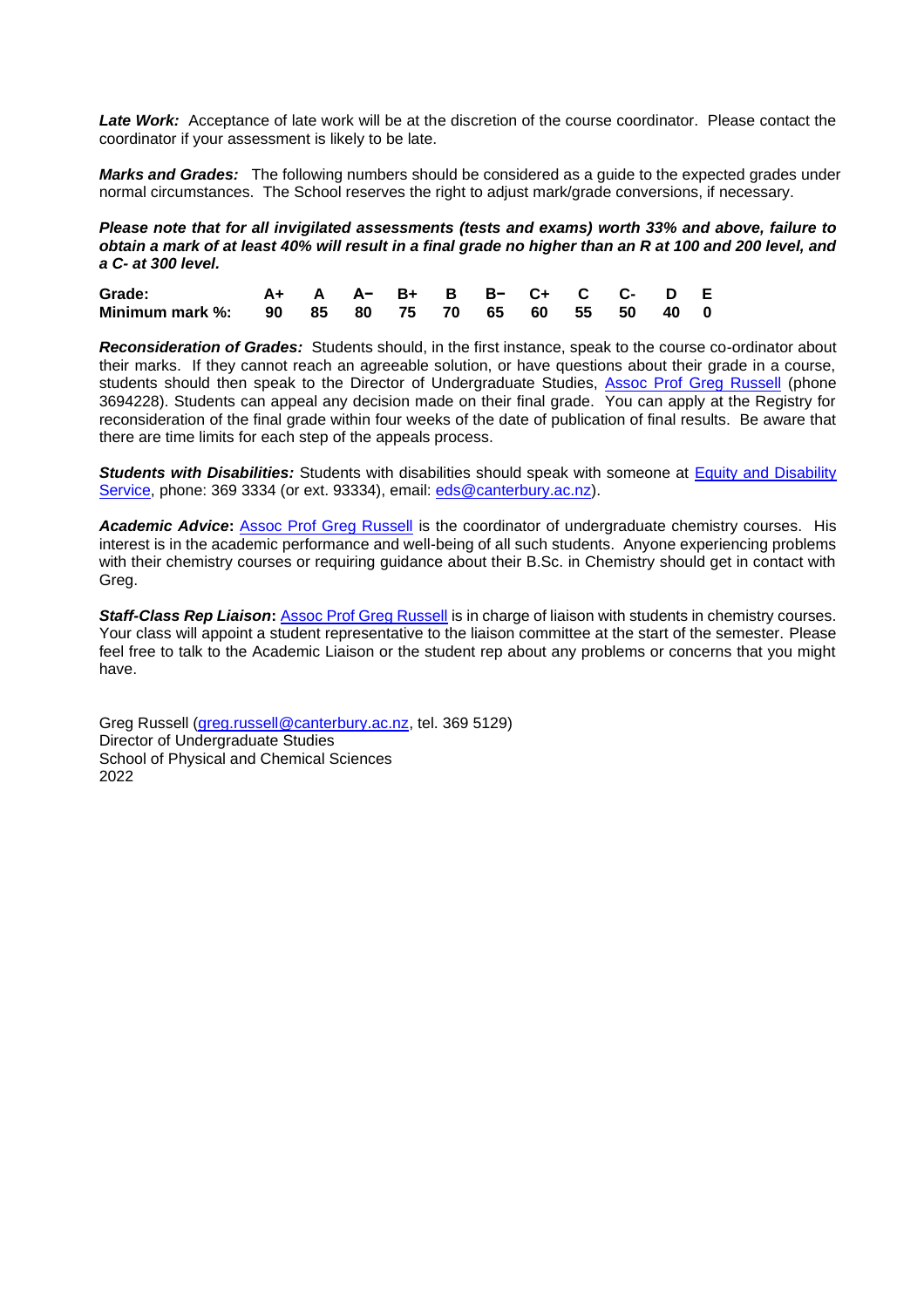***Late Work:*** Acceptance of late work will be at the discretion of the course coordinator. Please contact the coordinator if your assessment is likely to be late.

***Marks and Grades:*** The following numbers should be considered as a guide to the expected grades under normal circumstances. The School reserves the right to adjust mark/grade conversions, if necessary.

***Please note that for all invigilated assessments (tests and exams) worth 33% and above, failure to obtain a mark of at least 40% will result in a final grade no higher than an R at 100 and 200 level, and a C- at 300 level.***

| **Grade:** | **A+** | **A** | **A−** | **B+** | **B** | **B−** | **C+** | **C** | **C-** | **D** | **E** |
|---|---|---|---|---|---|---|---|---|---|---|---|
| **Minimum mark %:** | **90** | **85** | **80** | **75** | **70** | **65** | **60** | **55** | **50** | **40** | **0** |

***Reconsideration of Grades:*** Students should, in the first instance, speak to the course co-ordinator about their marks. If they cannot reach an agreeable solution, or have questions about their grade in a course, students should then speak to the Director of Undergraduate Studies, Assoc Prof Greg Russell (phone 3694228). Students can appeal any decision made on their final grade. You can apply at the Registry for reconsideration of the final grade within four weeks of the date of publication of final results. Be aware that there are time limits for each step of the appeals process.

***Students with Disabilities:*** Students with disabilities should speak with someone at Equity and Disability Service, phone: 369 3334 (or ext. 93334), email: eds@canterbury.ac.nz).

***Academic Advice*:** Assoc Prof Greg Russell is the coordinator of undergraduate chemistry courses. His interest is in the academic performance and well-being of all such students. Anyone experiencing problems with their chemistry courses or requiring guidance about their B.Sc. in Chemistry should get in contact with Greg.

***Staff-Class Rep Liaison*:** Assoc Prof Greg Russell is in charge of liaison with students in chemistry courses. Your class will appoint a student representative to the liaison committee at the start of the semester. Please feel free to talk to the Academic Liaison or the student rep about any problems or concerns that you might have.

Greg Russell (greg.russell@canterbury.ac.nz, tel. 369 5129)
Director of Undergraduate Studies
School of Physical and Chemical Sciences
2022